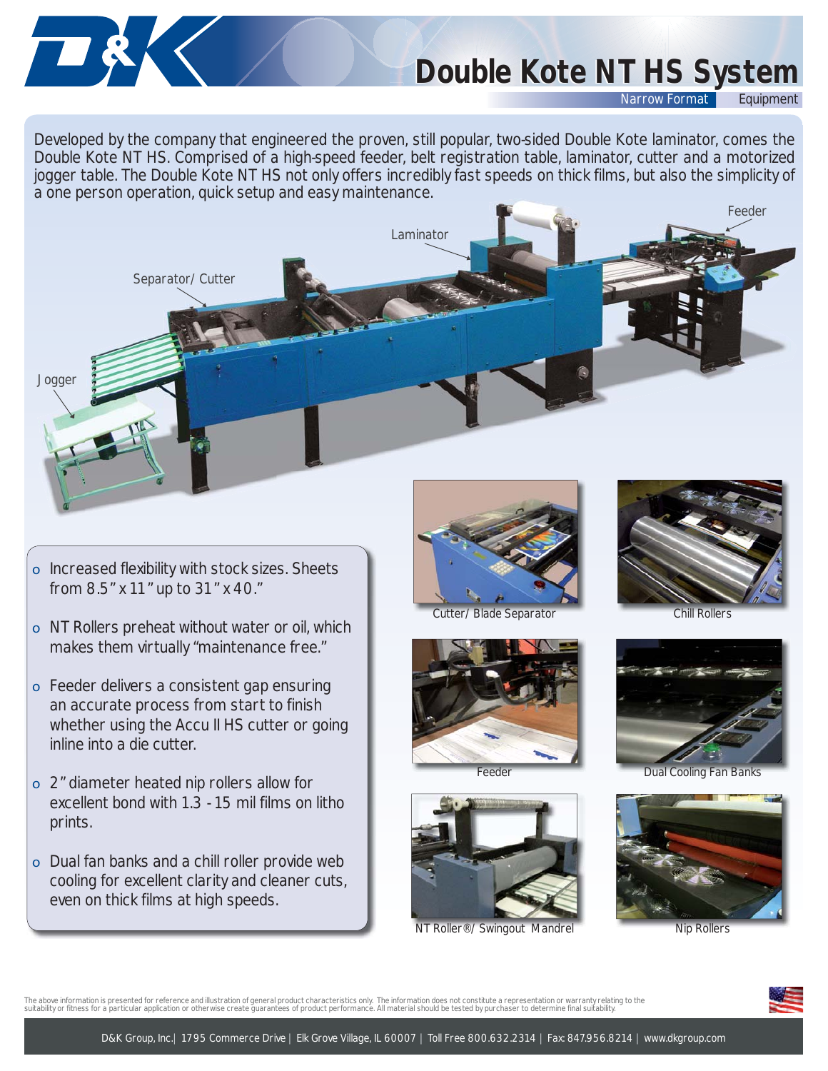# Double Kote NT HS System

Narrow Format Equipment

Developed by the company that engineered the proven, still popular, two-sided Double Kote laminator, comes the Double Kote NT HS. Comprised of a high-speed feeder, belt registration table, laminator, cutter and a motorized jogger table. The Double Kote NT HS not only offers incredibly fast speeds on thick films, but also the simplicity of a one person operation, quick setup and easy maintenance.

Feeder

Laminator

Separator/ Cutter

Jogger

- Increased flexibility with stock sizes. Sheets from 8.5" x 11" up to 31" x 40."
- NT Rollers preheat without water or oil, which makes them virtually "maintenance free."
- Feeder delivers a consistent gap ensuring an accurate process from start to finish whether using the Accu II HS cutter or going inline into a die cutter.
- 2" diameter heated nip rollers allow for excellent bond with 1.3 - 15 mil films on litho prints.
- Dual fan banks and a chill roller provide web cooling for excellent clarity and cleaner cuts, even on thick films at high speeds.

Cutter/ Blade Separator

Chill Rollers

Feeder

Dual Cooling Fan Banks

NT Roller®/ Swingout Mandrel

Nip Rollers

The above information is presented for reference and illustration of general product characteristics only. The information does not constitute a representation or warranty relating to the suitability or fitness for a particular application or otherwise create guarantees of product performance. All material should be tested by purchaser to determine final suitability.

D&K Group, Inc.| 1795 Commerce Drive | Elk Grove Village, IL 60007 | Toll Free 800.632.2314 | Fax: 847.956.8214 | www.dkgroup.com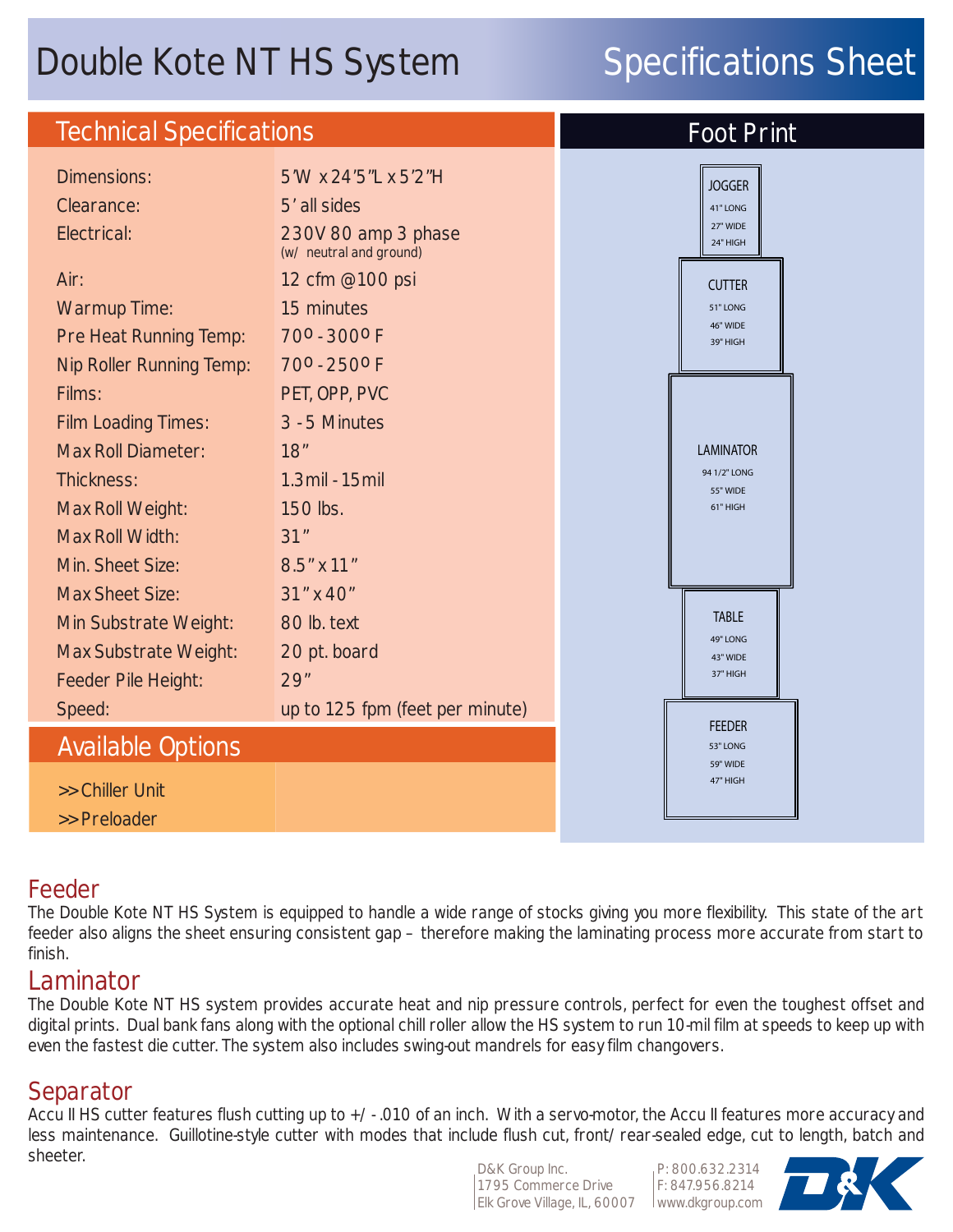# Double Kote NT HS System

# Specifications Sheet

## Technical Specifications

| | |
|---|---|
| Dimensions: | 5'W x 24'5"L x 5'2"H |
| Clearance: | 5' all sides |
| Electrical: | 230V 80 amp 3 phase (w/ neutral and ground) |
| Air: | 12 cfm @100 psi |
| Warmup Time: | 15 minutes |
| Pre Heat Running Temp: | 70º - 300º F |
| Nip Roller Running Temp: | 70º - 250º F |
| Films: | PET, OPP, PVC |
| Film Loading Times: | 3 - 5 Minutes |
| Max Roll Diameter: | 18" |
| Thickness: | 1.3mil - 15mil |
| Max Roll Weight: | 150 lbs. |
| Max Roll Width: | 31" |
| Min. Sheet Size: | 8.5" x 11" |
| Max Sheet Size: | 31" x 40" |
| Min Substrate Weight: | 80 lb. text |
| Max Substrate Weight: | 20 pt. board |
| Feeder Pile Height: | 29" |
| Speed: | up to 125 fpm (feet per minute) |

## Available Options

>>Chiller Unit

>>Preloader

## Foot Print

JOGGER
41" LONG
27" WIDE
24" HIGH

CUTTER
51" LONG
46" WIDE
39" HIGH

LAMINATOR
94 1/2" LONG
55" WIDE
61" HIGH

TABLE
49" LONG
43" WIDE
37" HIGH

FEEDER
53" LONG
59" WIDE
47" HIGH

## Feeder

The Double Kote NT HS System is equipped to handle a wide range of stocks giving you more flexibility. This state of the art feeder also aligns the sheet ensuring consistent gap – therefore making the laminating process more accurate from start to finish.

## Laminator

The Double Kote NT HS system provides accurate heat and nip pressure controls, perfect for even the toughest offset and digital prints. Dual bank fans along with the optional chill roller allow the HS system to run 10-mil film at speeds to keep up with even the fastest die cutter. The system also includes swing-out mandrels for easy film changeovers.

## Separator

Accu II HS cutter features flush cutting up to +/- .010 of an inch. With a servo-motor, the Accu II features more accuracy and less maintenance. Guillotine-style cutter with modes that include flush cut, front/rear-sealed edge, cut to length, batch and sheeter.

D&K Group Inc.
1795 Commerce Drive
Elk Grove Village, IL, 60007

P: 800.632.2314
F: 847.956.8214
www.dkgroup.com